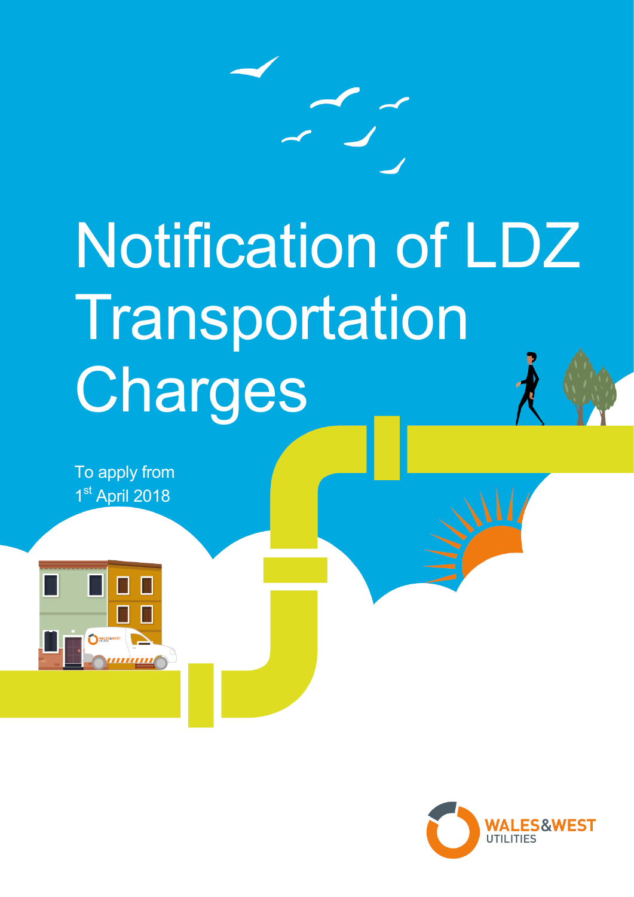# Notification of LDZ Transportation Charges

To apply from 1st April 2018

WALES&WEST UTILITIES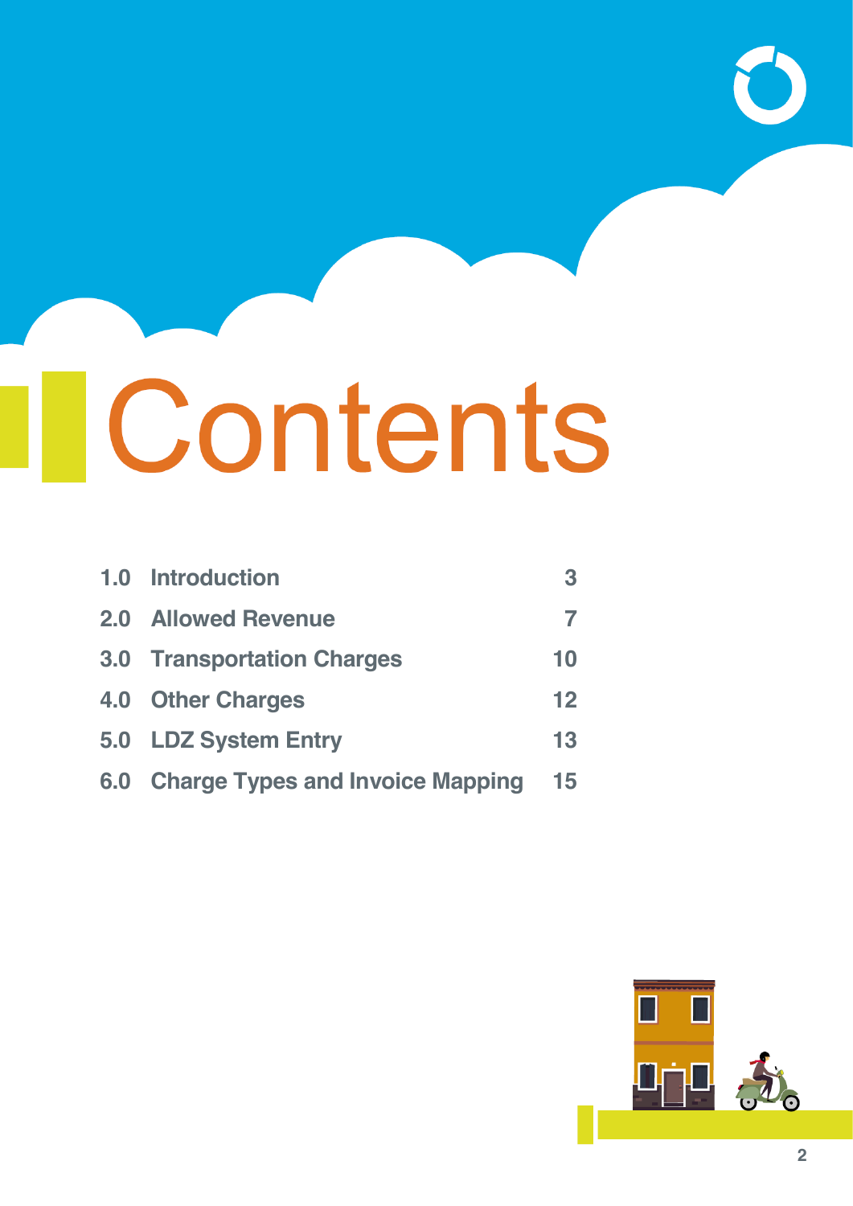# Contents

| | | |
|---|---|---|
| 1.0 | Introduction | 3 |
| 2.0 | Allowed Revenue | 7 |
| 3.0 | Transportation Charges | 10 |
| 4.0 | Other Charges | 12 |
| 5.0 | LDZ System Entry | 13 |
| 6.0 | Charge Types and Invoice Mapping | 15 |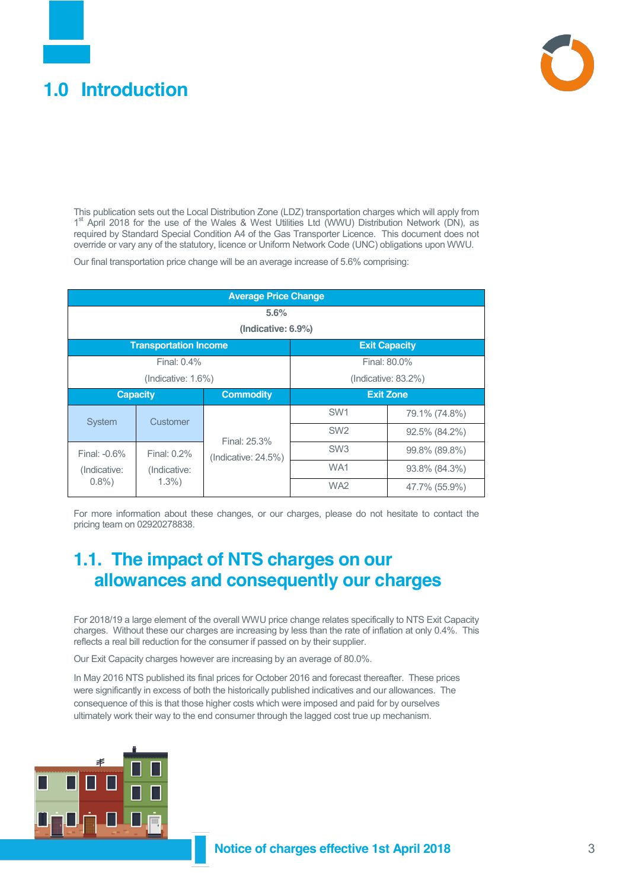# 1.0 Introduction

This publication sets out the Local Distribution Zone (LDZ) transportation charges which will apply from 1st April 2018 for the use of the Wales & West Utilities Ltd (WWU) Distribution Network (DN), as required by Standard Special Condition A4 of the Gas Transporter Licence. This document does not override or vary any of the statutory, licence or Uniform Network Code (UNC) obligations upon WWU.

Our final transportation price change will be an average increase of 5.6% comprising:

| **Average Price Change** | | | | |
|---|---|---|---|---|
| **5.6% (Indicative: 6.9%)** | | | | |
| **Transportation Income** | | | **Exit Capacity** | |
| Final: 0.4% (Indicative: 1.6%) | | | Final: 80.0% (Indicative: 83.2%) | |
| **Capacity** | | **Commodity** | **Exit Zone** | |
| System | Customer | Final: 25.3% (Indicative: 24.5%) | SW1 | 79.1% (74.8%) |
| | | | SW2 | 92.5% (84.2%) |
| Final: -0.6% (Indicative: 0.8%) | Final: 0.2% (Indicative: 1.3%) | | SW3 | 99.8% (89.8%) |
| | | | WA1 | 93.8% (84.3%) |
| | | | WA2 | 47.7% (55.9%) |

For more information about these changes, or our charges, please do not hesitate to contact the pricing team on 02920278838.

## 1.1. The impact of NTS charges on our allowances and consequently our charges

For 2018/19 a large element of the overall WWU price change relates specifically to NTS Exit Capacity charges. Without these our charges are increasing by less than the rate of inflation at only 0.4%. This reflects a real bill reduction for the consumer if passed on by their supplier.

Our Exit Capacity charges however are increasing by an average of 80.0%.

In May 2016 NTS published its final prices for October 2016 and forecast thereafter. These prices were significantly in excess of both the historically published indicatives and our allowances. The consequence of this is that those higher costs which were imposed and paid for by ourselves ultimately work their way to the end consumer through the lagged cost true up mechanism.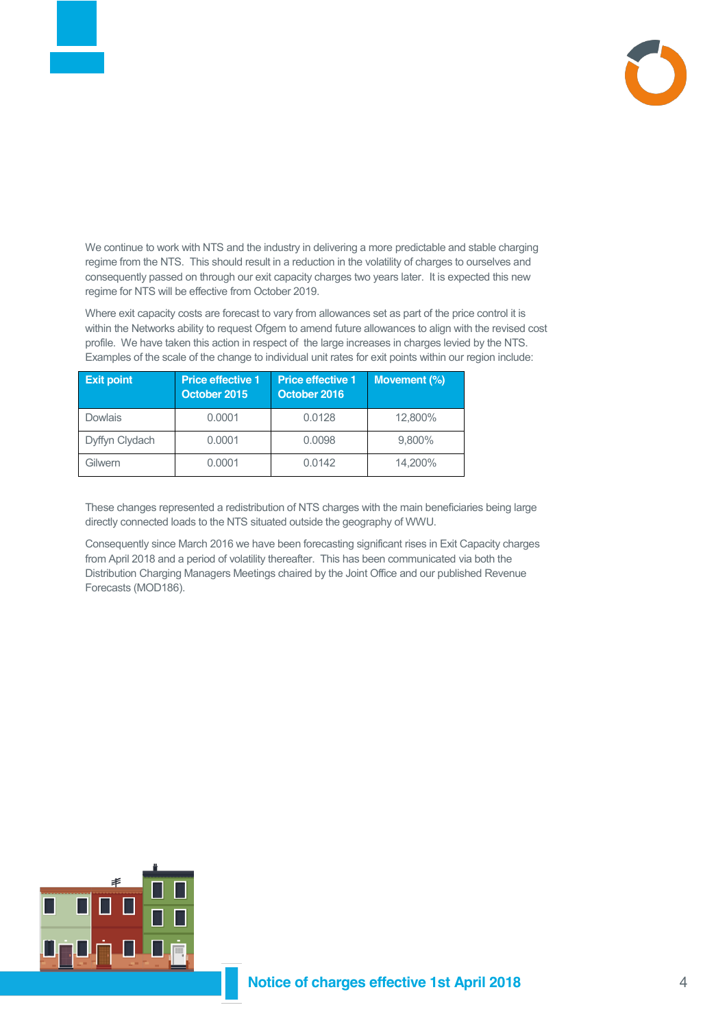We continue to work with NTS and the industry in delivering a more predictable and stable charging regime from the NTS. This should result in a reduction in the volatility of charges to ourselves and consequently passed on through our exit capacity charges two years later. It is expected this new regime for NTS will be effective from October 2019.

Where exit capacity costs are forecast to vary from allowances set as part of the price control it is within the Networks ability to request Ofgem to amend future allowances to align with the revised cost profile. We have taken this action in respect of the large increases in charges levied by the NTS. Examples of the scale of the change to individual unit rates for exit points within our region include:

| Exit point | Price effective 1 October 2015 | Price effective 1 October 2016 | Movement (%) |
|---|---|---|---|
| Dowlais | 0.0001 | 0.0128 | 12,800% |
| Dyffyn Clydach | 0.0001 | 0.0098 | 9,800% |
| Gilwern | 0.0001 | 0.0142 | 14,200% |

These changes represented a redistribution of NTS charges with the main beneficiaries being large directly connected loads to the NTS situated outside the geography of WWU.

Consequently since March 2016 we have been forecasting significant rises in Exit Capacity charges from April 2018 and a period of volatility thereafter. This has been communicated via both the Distribution Charging Managers Meetings chaired by the Joint Office and our published Revenue Forecasts (MOD186).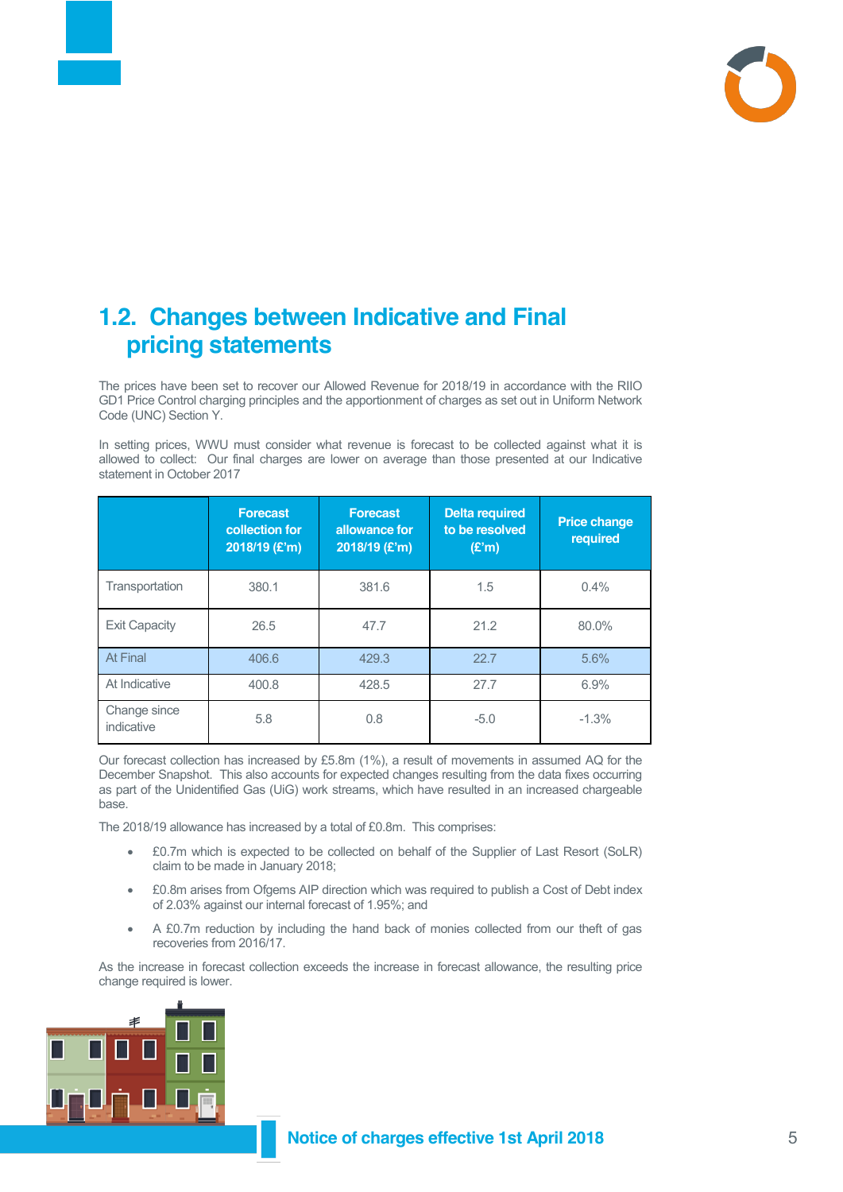## 1.2. Changes between Indicative and Final pricing statements

The prices have been set to recover our Allowed Revenue for 2018/19 in accordance with the RIIO GD1 Price Control charging principles and the apportionment of charges as set out in Uniform Network Code (UNC) Section Y.

In setting prices, WWU must consider what revenue is forecast to be collected against what it is allowed to collect: Our final charges are lower on average than those presented at our Indicative statement in October 2017

| | Forecast collection for 2018/19 (£'m) | Forecast allowance for 2018/19 (£'m) | Delta required to be resolved (£'m) | Price change required |
|---|---|---|---|---|
| Transportation | 380.1 | 381.6 | 1.5 | 0.4% |
| Exit Capacity | 26.5 | 47.7 | 21.2 | 80.0% |
| At Final | 406.6 | 429.3 | 22.7 | 5.6% |
| At Indicative | 400.8 | 428.5 | 27.7 | 6.9% |
| Change since indicative | 5.8 | 0.8 | -5.0 | -1.3% |

Our forecast collection has increased by £5.8m (1%), a result of movements in assumed AQ for the December Snapshot. This also accounts for expected changes resulting from the data fixes occurring as part of the Unidentified Gas (UiG) work streams, which have resulted in an increased chargeable base.

The 2018/19 allowance has increased by a total of £0.8m. This comprises:

- £0.7m which is expected to be collected on behalf of the Supplier of Last Resort (SoLR) claim to be made in January 2018;
- £0.8m arises from Ofgems AIP direction which was required to publish a Cost of Debt index of 2.03% against our internal forecast of 1.95%; and
- A £0.7m reduction by including the hand back of monies collected from our theft of gas recoveries from 2016/17.

As the increase in forecast collection exceeds the increase in forecast allowance, the resulting price change required is lower.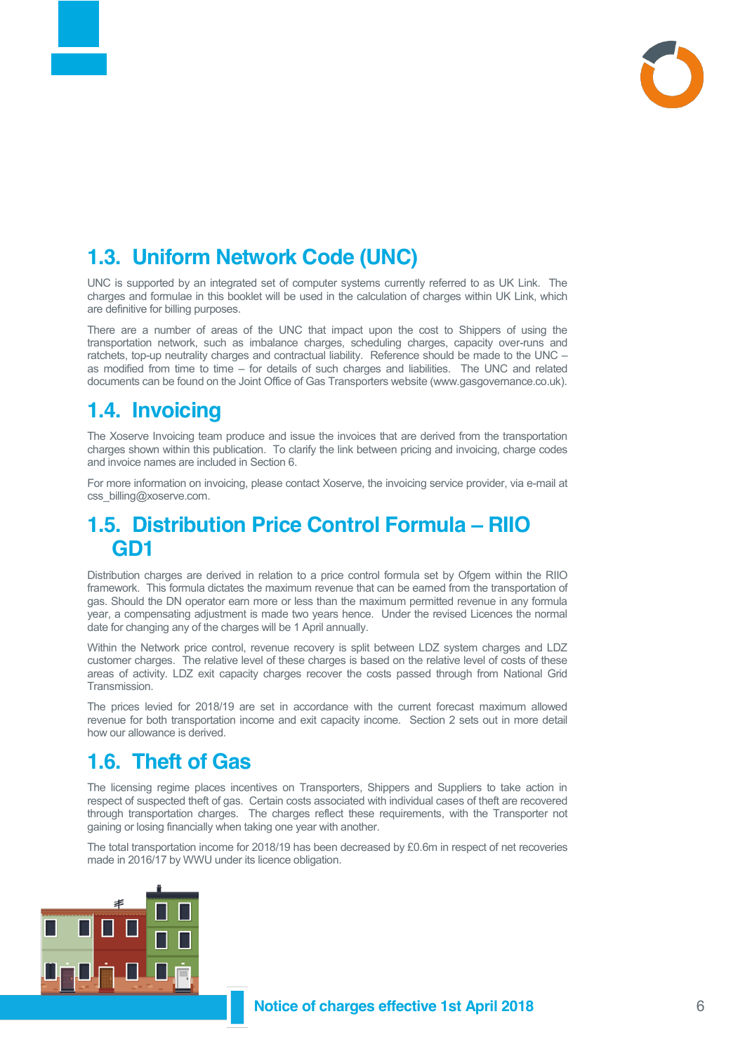## 1.3. Uniform Network Code (UNC)

UNC is supported by an integrated set of computer systems currently referred to as UK Link. The charges and formulae in this booklet will be used in the calculation of charges within UK Link, which are definitive for billing purposes.

There are a number of areas of the UNC that impact upon the cost to Shippers of using the transportation network, such as imbalance charges, scheduling charges, capacity over-runs and ratchets, top-up neutrality charges and contractual liability. Reference should be made to the UNC – as modified from time to time – for details of such charges and liabilities. The UNC and related documents can be found on the Joint Office of Gas Transporters website (www.gasgovernance.co.uk).

## 1.4. Invoicing

The Xoserve Invoicing team produce and issue the invoices that are derived from the transportation charges shown within this publication. To clarify the link between pricing and invoicing, charge codes and invoice names are included in Section 6.

For more information on invoicing, please contact Xoserve, the invoicing service provider, via e-mail at css_billing@xoserve.com.

## 1.5. Distribution Price Control Formula – RIIO GD1

Distribution charges are derived in relation to a price control formula set by Ofgem within the RIIO framework. This formula dictates the maximum revenue that can be earned from the transportation of gas. Should the DN operator earn more or less than the maximum permitted revenue in any formula year, a compensating adjustment is made two years hence. Under the revised Licences the normal date for changing any of the charges will be 1 April annually.

Within the Network price control, revenue recovery is split between LDZ system charges and LDZ customer charges. The relative level of these charges is based on the relative level of costs of these areas of activity. LDZ exit capacity charges recover the costs passed through from National Grid Transmission.

The prices levied for 2018/19 are set in accordance with the current forecast maximum allowed revenue for both transportation income and exit capacity income. Section 2 sets out in more detail how our allowance is derived.

## 1.6. Theft of Gas

The licensing regime places incentives on Transporters, Shippers and Suppliers to take action in respect of suspected theft of gas. Certain costs associated with individual cases of theft are recovered through transportation charges. The charges reflect these requirements, with the Transporter not gaining or losing financially when taking one year with another.

The total transportation income for 2018/19 has been decreased by £0.6m in respect of net recoveries made in 2016/17 by WWU under its licence obligation.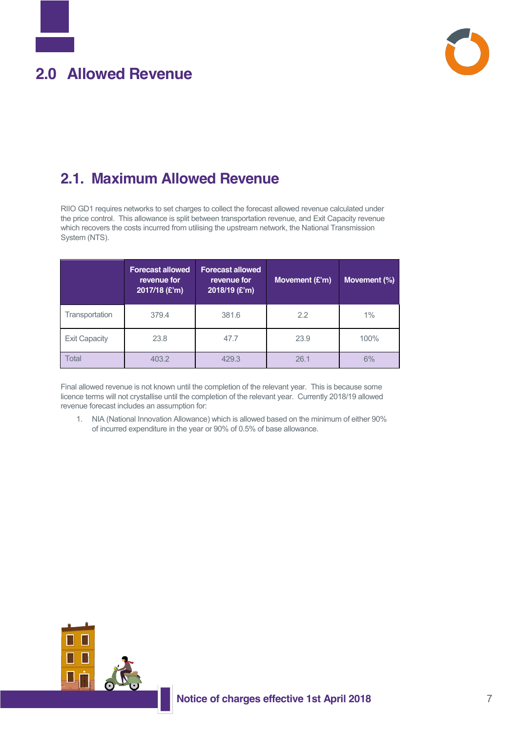# 2.0 Allowed Revenue

## 2.1. Maximum Allowed Revenue

RIIO GD1 requires networks to set charges to collect the forecast allowed revenue calculated under the price control. This allowance is split between transportation revenue, and Exit Capacity revenue which recovers the costs incurred from utilising the upstream network, the National Transmission System (NTS).

| | Forecast allowed revenue for 2017/18 (£'m) | Forecast allowed revenue for 2018/19 (£'m) | Movement (£'m) | Movement (%) |
|---|---|---|---|---|
| Transportation | 379.4 | 381.6 | 2.2 | 1% |
| Exit Capacity | 23.8 | 47.7 | 23.9 | 100% |
| Total | 403.2 | 429.3 | 26.1 | 6% |

Final allowed revenue is not known until the completion of the relevant year. This is because some licence terms will not crystallise until the completion of the relevant year. Currently 2018/19 allowed revenue forecast includes an assumption for:

1. NIA (National Innovation Allowance) which is allowed based on the minimum of either 90% of incurred expenditure in the year or 90% of 0.5% of base allowance.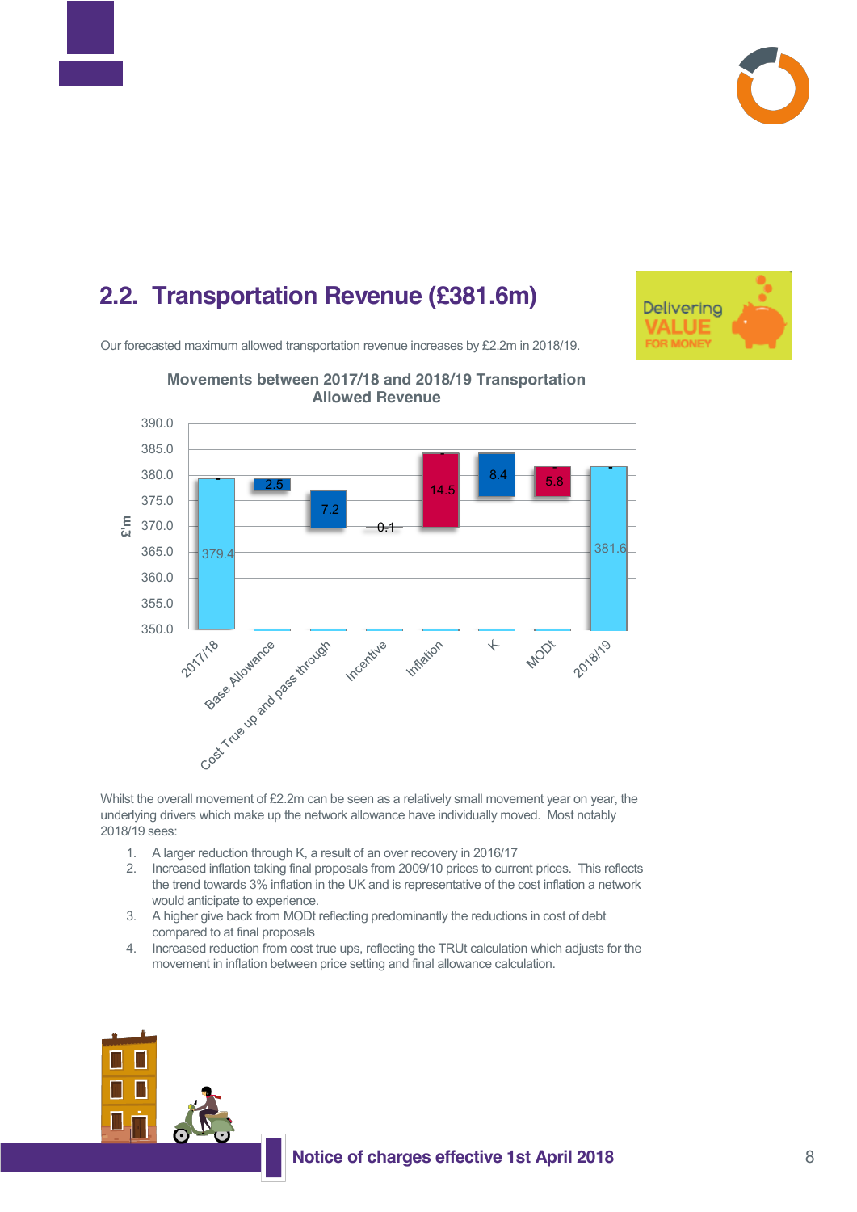## 2.2. Transportation Revenue (£381.6m)

Our forecasted maximum allowed transportation revenue increases by £2.2m in 2018/19.

**Movements between 2017/18 and 2018/19 Transportation Allowed Revenue**

| Item | £'m |
|---|---|
| 2017/18 | 379.4 |
| Base Allowance | 2.5 |
| Cost True up and pass through | 7.2 |
| Incentive | 0.1 |
| Inflation | 14.5 |
| K | 8.4 |
| MODt | 5.8 |
| 2018/19 | 381.6 |

Whilst the overall movement of £2.2m can be seen as a relatively small movement year on year, the underlying drivers which make up the network allowance have individually moved. Most notably 2018/19 sees:

1. A larger reduction through K, a result of an over recovery in 2016/17
2. Increased inflation taking final proposals from 2009/10 prices to current prices. This reflects the trend towards 3% inflation in the UK and is representative of the cost inflation a network would anticipate to experience.
3. A higher give back from MODt reflecting predominantly the reductions in cost of debt compared to at final proposals
4. Increased reduction from cost true ups, reflecting the TRUt calculation which adjusts for the movement in inflation between price setting and final allowance calculation.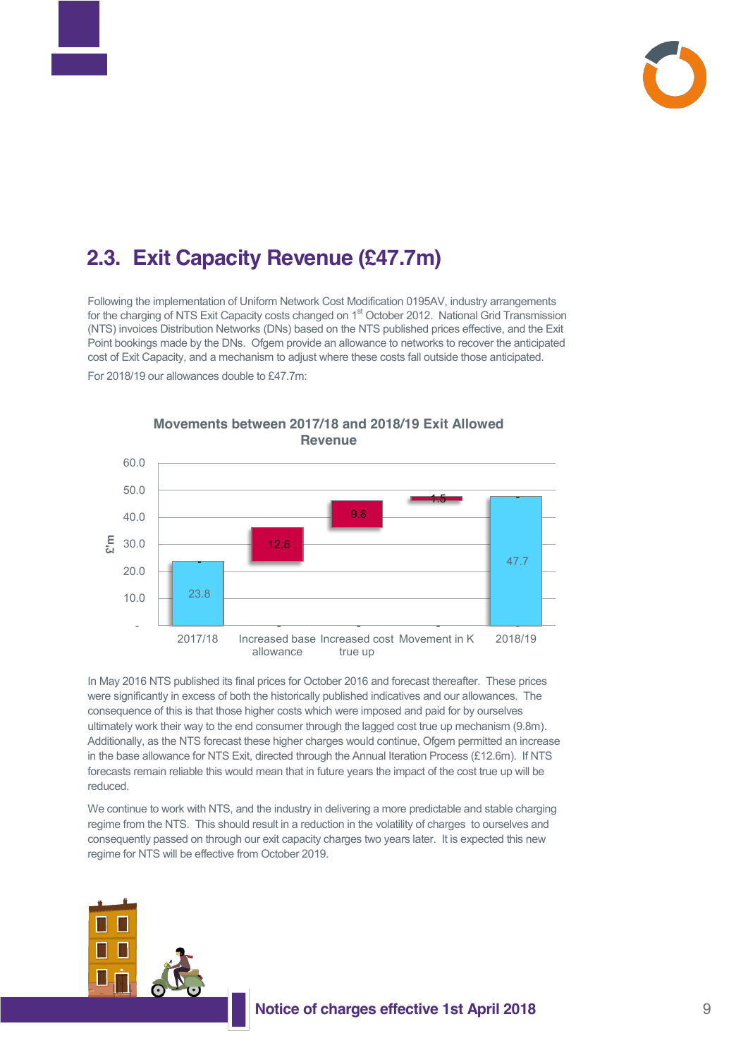## 2.3. Exit Capacity Revenue (£47.7m)

Following the implementation of Uniform Network Cost Modification 0195AV, industry arrangements for the charging of NTS Exit Capacity costs changed on 1st October 2012. National Grid Transmission (NTS) invoices Distribution Networks (DNs) based on the NTS published prices effective, and the Exit Point bookings made by the DNs. Ofgem provide an allowance to networks to recover the anticipated cost of Exit Capacity, and a mechanism to adjust where these costs fall outside those anticipated.

For 2018/19 our allowances double to £47.7m:

**Movements between 2017/18 and 2018/19 Exit Allowed Revenue**

| | £'m |
|---|---|
| 2017/18 | 23.8 |
| Increased base allowance | 12.6 |
| Increased cost true up | 9.8 |
| Movement in K | 1.5 |
| 2018/19 | 47.7 |

In May 2016 NTS published its final prices for October 2016 and forecast thereafter. These prices were significantly in excess of both the historically published indicatives and our allowances. The consequence of this is that those higher costs which were imposed and paid for by ourselves ultimately work their way to the end consumer through the lagged cost true up mechanism (9.8m). Additionally, as the NTS forecast these higher charges would continue, Ofgem permitted an increase in the base allowance for NTS Exit, directed through the Annual Iteration Process (£12.6m). If NTS forecasts remain reliable this would mean that in future years the impact of the cost true up will be reduced.

We continue to work with NTS, and the industry in delivering a more predictable and stable charging regime from the NTS. This should result in a reduction in the volatility of charges to ourselves and consequently passed on through our exit capacity charges two years later. It is expected this new regime for NTS will be effective from October 2019.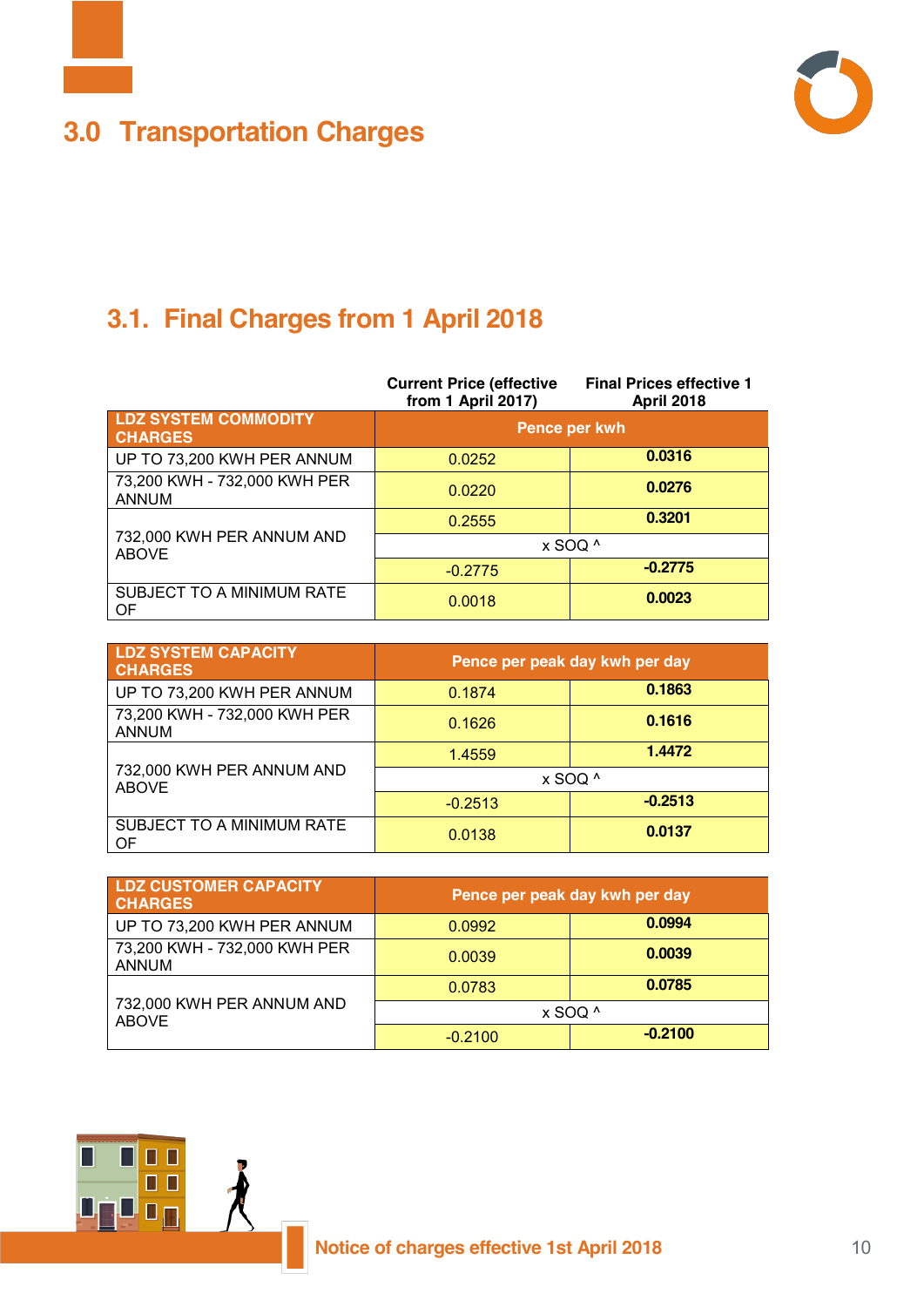## 3.0 Transportation Charges

### 3.1. Final Charges from 1 April 2018

| | Current Price (effective from 1 April 2017) | Final Prices effective 1 April 2018 |
|---|---|---|
| **LDZ SYSTEM COMMODITY CHARGES** | Pence per kwh | |
| UP TO 73,200 KWH PER ANNUM | 0.0252 | **0.0316** |
| 73,200 KWH - 732,000 KWH PER ANNUM | 0.0220 | **0.0276** |
| 732,000 KWH PER ANNUM AND ABOVE | 0.2555 | **0.3201** |
| | x SOQ ^ | |
| | -0.2775 | **-0.2775** |
| SUBJECT TO A MINIMUM RATE OF | 0.0018 | **0.0023** |

| | Current Price (effective from 1 April 2017) | Final Prices effective 1 April 2018 |
|---|---|---|
| **LDZ SYSTEM CAPACITY CHARGES** | Pence per peak day kwh per day | |
| UP TO 73,200 KWH PER ANNUM | 0.1874 | **0.1863** |
| 73,200 KWH - 732,000 KWH PER ANNUM | 0.1626 | **0.1616** |
| 732,000 KWH PER ANNUM AND ABOVE | 1.4559 | **1.4472** |
| | x SOQ ^ | |
| | -0.2513 | **-0.2513** |
| SUBJECT TO A MINIMUM RATE OF | 0.0138 | **0.0137** |

| | Current Price (effective from 1 April 2017) | Final Prices effective 1 April 2018 |
|---|---|---|
| **LDZ CUSTOMER CAPACITY CHARGES** | Pence per peak day kwh per day | |
| UP TO 73,200 KWH PER ANNUM | 0.0992 | **0.0994** |
| 73,200 KWH - 732,000 KWH PER ANNUM | 0.0039 | **0.0039** |
| 732,000 KWH PER ANNUM AND ABOVE | 0.0783 | **0.0785** |
| | x SOQ ^ | |
| | -0.2100 | **-0.2100** |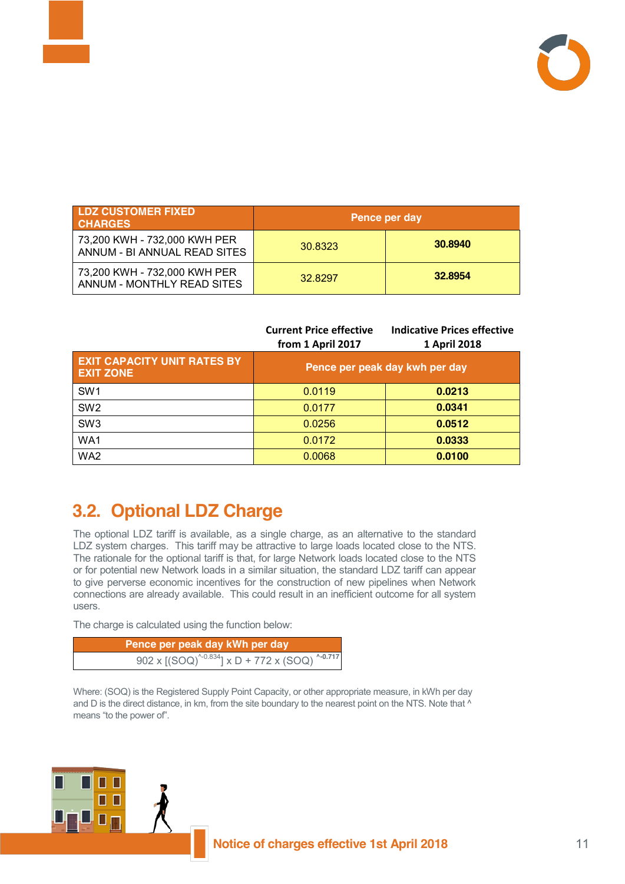| LDZ CUSTOMER FIXED CHARGES | Pence per day | |
|---|---|---|
| 73,200 KWH - 732,000 KWH PER ANNUM - BI ANNUAL READ SITES | 30.8323 | **30.8940** |
| 73,200 KWH - 732,000 KWH PER ANNUM - MONTHLY READ SITES | 32.8297 | **32.8954** |

| | **Current Price effective from 1 April 2017** | **Indicative Prices effective 1 April 2018** |
|---|---|---|
| **EXIT CAPACITY UNIT RATES BY EXIT ZONE** | **Pence per peak day kwh per day** | |
| SW1 | 0.0119 | **0.0213** |
| SW2 | 0.0177 | **0.0341** |
| SW3 | 0.0256 | **0.0512** |
| WA1 | 0.0172 | **0.0333** |
| WA2 | 0.0068 | **0.0100** |

## 3.2. Optional LDZ Charge

The optional LDZ tariff is available, as a single charge, as an alternative to the standard LDZ system charges. This tariff may be attractive to large loads located close to the NTS. The rationale for the optional tariff is that, for large Network loads located close to the NTS or for potential new Network loads in a similar situation, the standard LDZ tariff can appear to give perverse economic incentives for the construction of new pipelines when Network connections are already available. This could result in an inefficient outcome for all system users.

The charge is calculated using the function below:

| Pence per peak day kWh per day |
|---|
| $902 \times [(SOQ)^{-0.834}] \times D + 772 \times (SOQ)^{-0.717}$ |

Where: (SOQ) is the Registered Supply Point Capacity, or other appropriate measure, in kWh per day and D is the direct distance, in km, from the site boundary to the nearest point on the NTS. Note that ^ means "to the power of".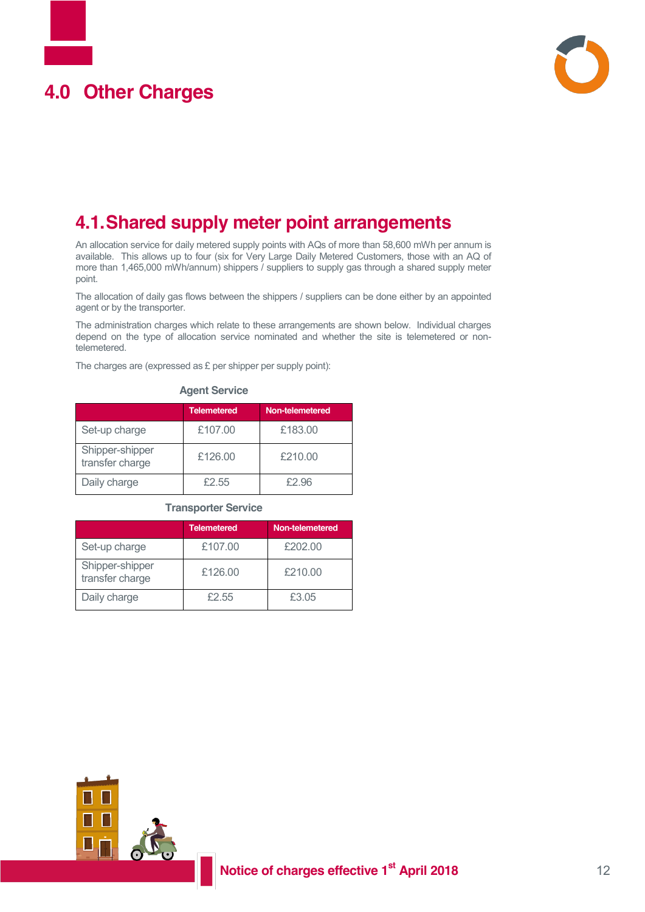# 4.0 Other Charges

## 4.1. Shared supply meter point arrangements

An allocation service for daily metered supply points with AQs of more than 58,600 mWh per annum is available. This allows up to four (six for Very Large Daily Metered Customers, those with an AQ of more than 1,465,000 mWh/annum) shippers / suppliers to supply gas through a shared supply meter point.

The allocation of daily gas flows between the shippers / suppliers can be done either by an appointed agent or by the transporter.

The administration charges which relate to these arrangements are shown below. Individual charges depend on the type of allocation service nominated and whether the site is telemetered or non-telemetered.

The charges are (expressed as £ per shipper per supply point):

**Agent Service**

| | Telemetered | Non-telemetered |
|---|---|---|
| Set-up charge | £107.00 | £183.00 |
| Shipper-shipper transfer charge | £126.00 | £210.00 |
| Daily charge | £2.55 | £2.96 |

**Transporter Service**

| | Telemetered | Non-telemetered |
|---|---|---|
| Set-up charge | £107.00 | £202.00 |
| Shipper-shipper transfer charge | £126.00 | £210.00 |
| Daily charge | £2.55 | £3.05 |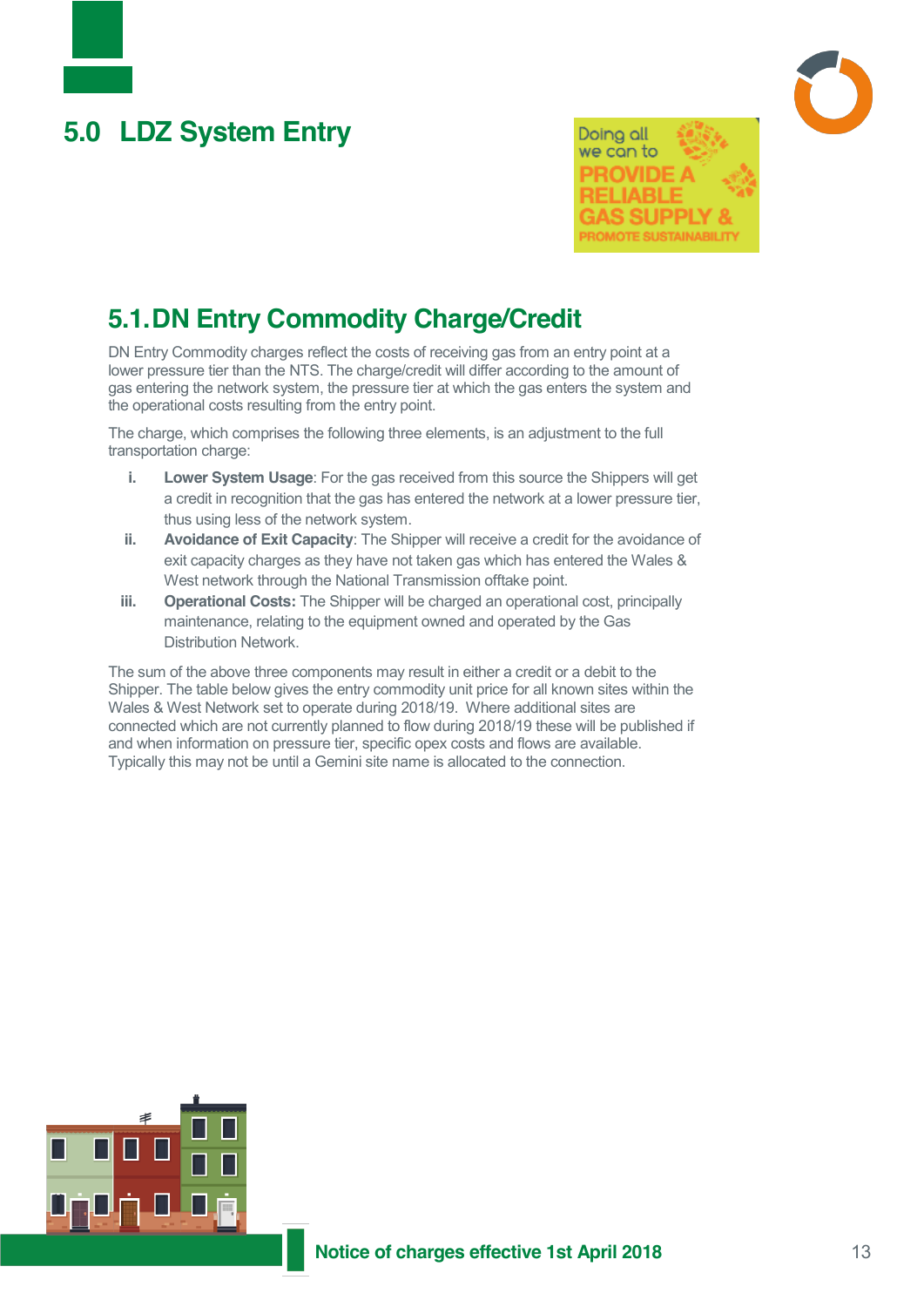# 5.0 LDZ System Entry

## 5.1. DN Entry Commodity Charge/Credit

DN Entry Commodity charges reflect the costs of receiving gas from an entry point at a lower pressure tier than the NTS. The charge/credit will differ according to the amount of gas entering the network system, the pressure tier at which the gas enters the system and the operational costs resulting from the entry point.

The charge, which comprises the following three elements, is an adjustment to the full transportation charge:

i. **Lower System Usage**: For the gas received from this source the Shippers will get a credit in recognition that the gas has entered the network at a lower pressure tier, thus using less of the network system.

ii. **Avoidance of Exit Capacity**: The Shipper will receive a credit for the avoidance of exit capacity charges as they have not taken gas which has entered the Wales & West network through the National Transmission offtake point.

iii. **Operational Costs:** The Shipper will be charged an operational cost, principally maintenance, relating to the equipment owned and operated by the Gas Distribution Network.

The sum of the above three components may result in either a credit or a debit to the Shipper. The table below gives the entry commodity unit price for all known sites within the Wales & West Network set to operate during 2018/19. Where additional sites are connected which are not currently planned to flow during 2018/19 these will be published if and when information on pressure tier, specific opex costs and flows are available. Typically this may not be until a Gemini site name is allocated to the connection.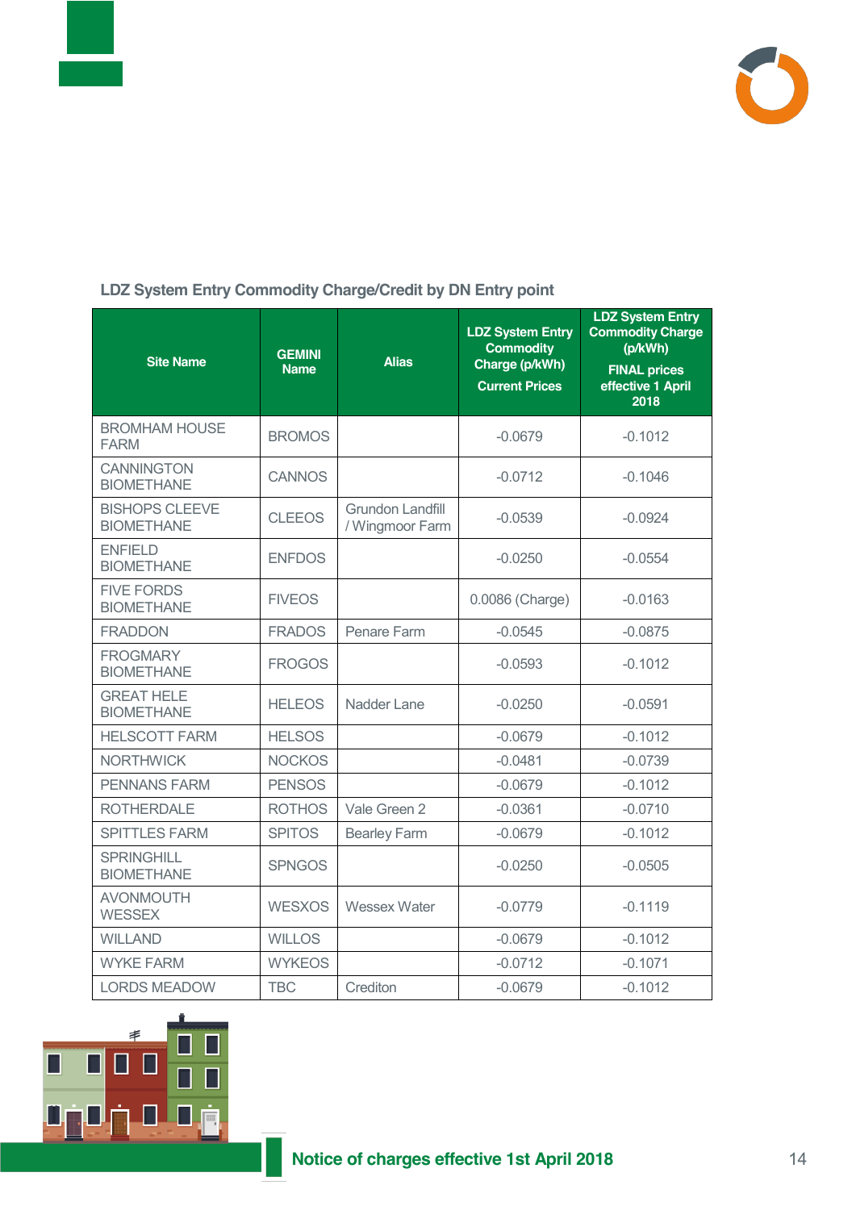## LDZ System Entry Commodity Charge/Credit by DN Entry point

| Site Name | GEMINI Name | Alias | LDZ System Entry Commodity Charge (p/kWh) Current Prices | LDZ System Entry Commodity Charge (p/kWh) FINAL prices effective 1 April 2018 |
|---|---|---|---|---|
| BROMHAM HOUSE FARM | BROMOS | | -0.0679 | -0.1012 |
| CANNINGTON BIOMETHANE | CANNOS | | -0.0712 | -0.1046 |
| BISHOPS CLEEVE BIOMETHANE | CLEEOS | Grundon Landfill / Wingmoor Farm | -0.0539 | -0.0924 |
| ENFIELD BIOMETHANE | ENFDOS | | -0.0250 | -0.0554 |
| FIVE FORDS BIOMETHANE | FIVEOS | | 0.0086 (Charge) | -0.0163 |
| FRADDON | FRADOS | Penare Farm | -0.0545 | -0.0875 |
| FROGMARY BIOMETHANE | FROGOS | | -0.0593 | -0.1012 |
| GREAT HELE BIOMETHANE | HELEOS | Nadder Lane | -0.0250 | -0.0591 |
| HELSCOTT FARM | HELSOS | | -0.0679 | -0.1012 |
| NORTHWICK | NOCKOS | | -0.0481 | -0.0739 |
| PENNANS FARM | PENSOS | | -0.0679 | -0.1012 |
| ROTHERDALE | ROTHOS | Vale Green 2 | -0.0361 | -0.0710 |
| SPITTLES FARM | SPITOS | Bearley Farm | -0.0679 | -0.1012 |
| SPRINGHILL BIOMETHANE | SPNGOS | | -0.0250 | -0.0505 |
| AVONMOUTH WESSEX | WESXOS | Wessex Water | -0.0779 | -0.1119 |
| WILLAND | WILLOS | | -0.0679 | -0.1012 |
| WYKE FARM | WYKEOS | | -0.0712 | -0.1071 |
| LORDS MEADOW | TBC | Crediton | -0.0679 | -0.1012 |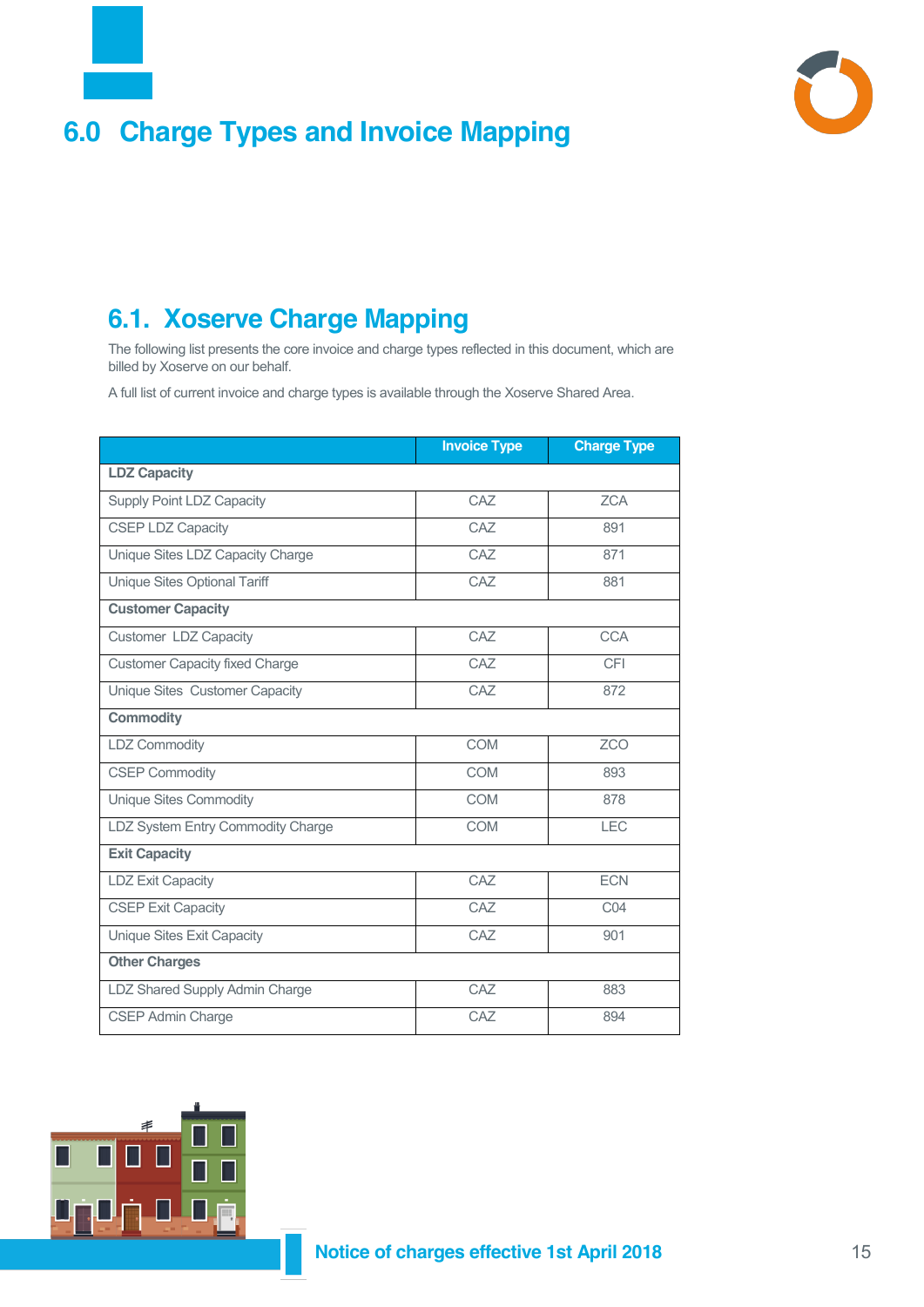# 6.0 Charge Types and Invoice Mapping

## 6.1. Xoserve Charge Mapping

The following list presents the core invoice and charge types reflected in this document, which are billed by Xoserve on our behalf.

A full list of current invoice and charge types is available through the Xoserve Shared Area.

| | Invoice Type | Charge Type |
|---|---|---|
| **LDZ Capacity** | | |
| Supply Point LDZ Capacity | CAZ | ZCA |
| CSEP LDZ Capacity | CAZ | 891 |
| Unique Sites LDZ Capacity Charge | CAZ | 871 |
| Unique Sites Optional Tariff | CAZ | 881 |
| **Customer Capacity** | | |
| Customer LDZ Capacity | CAZ | CCA |
| Customer Capacity fixed Charge | CAZ | CFI |
| Unique Sites Customer Capacity | CAZ | 872 |
| **Commodity** | | |
| LDZ Commodity | COM | ZCO |
| CSEP Commodity | COM | 893 |
| Unique Sites Commodity | COM | 878 |
| LDZ System Entry Commodity Charge | COM | LEC |
| **Exit Capacity** | | |
| LDZ Exit Capacity | CAZ | ECN |
| CSEP Exit Capacity | CAZ | C04 |
| Unique Sites Exit Capacity | CAZ | 901 |
| **Other Charges** | | |
| LDZ Shared Supply Admin Charge | CAZ | 883 |
| CSEP Admin Charge | CAZ | 894 |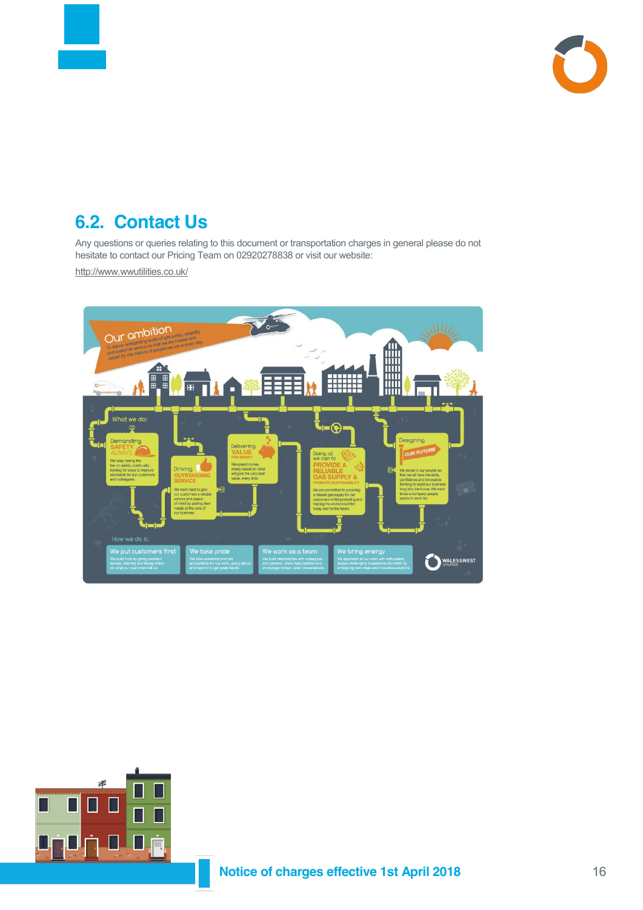## 6.2. Contact Us

Any questions or queries relating to this document or transportation charges in general please do not hesitate to contact our Pricing Team on 02920278838 or visit our website:

http://www.wwutilities.co.uk/